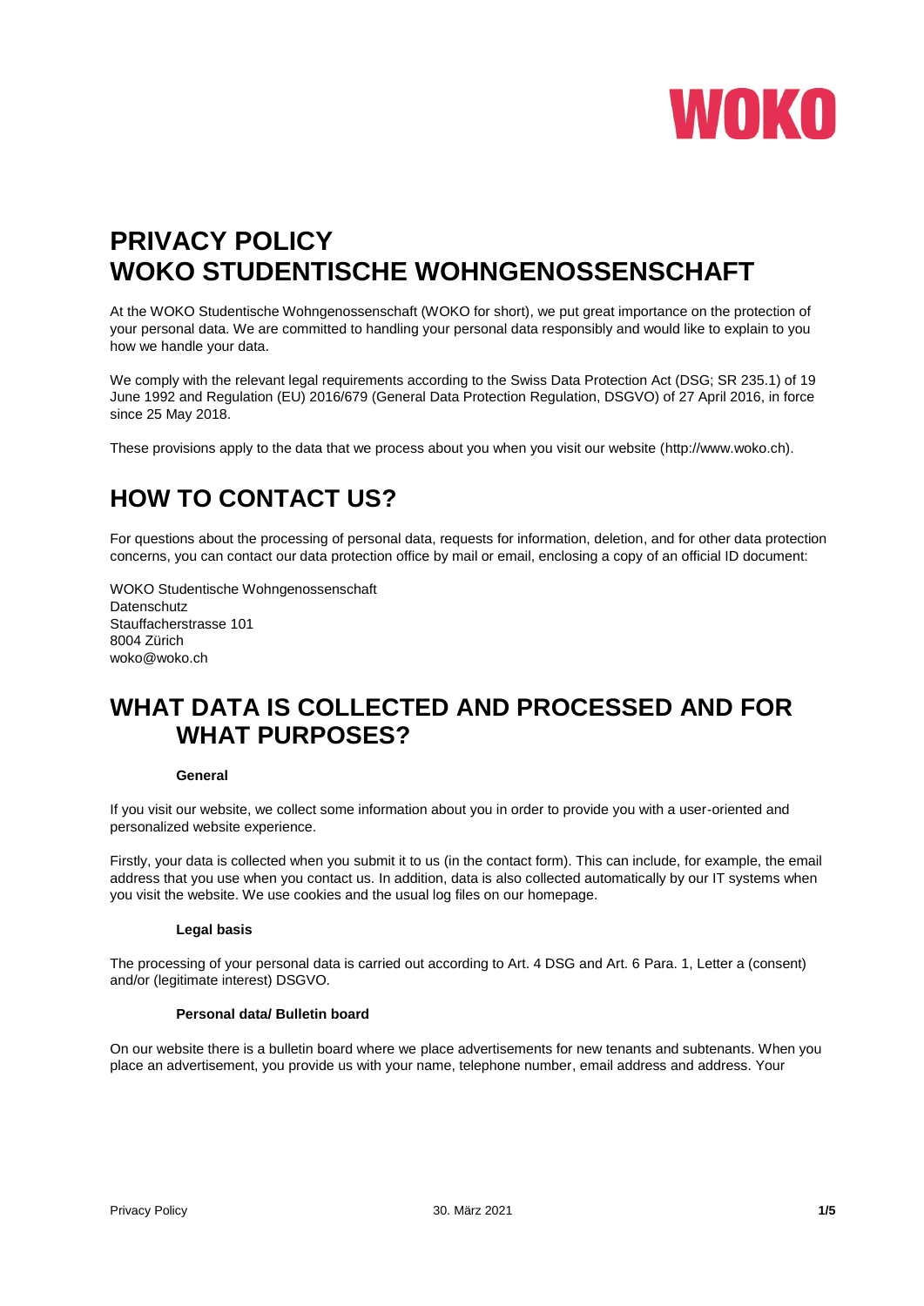WOKO

# PRIVACY POLICY
# WOKO STUDENTISCHE WOHNGENOSSENSCHAFT

At the WOKO Studentische Wohngenossenschaft (WOKO for short), we put great importance on the protection of your personal data. We are committed to handling your personal data responsibly and would like to explain to you how we handle your data.

We comply with the relevant legal requirements according to the Swiss Data Protection Act (DSG; SR 235.1) of 19 June 1992 and Regulation (EU) 2016/679 (General Data Protection Regulation, DSGVO) of 27 April 2016, in force since 25 May 2018.

These provisions apply to the data that we process about you when you visit our website (http://www.woko.ch).

# HOW TO CONTACT US?

For questions about the processing of personal data, requests for information, deletion, and for other data protection concerns, you can contact our data protection office by mail or email, enclosing a copy of an official ID document:

WOKO Studentische Wohngenossenschaft
Datenschutz
Stauffacherstrasse 101
8004 Zürich
woko@woko.ch

# WHAT DATA IS COLLECTED AND PROCESSED AND FOR WHAT PURPOSES?

### General

If you visit our website, we collect some information about you in order to provide you with a user-oriented and personalized website experience.

Firstly, your data is collected when you submit it to us (in the contact form). This can include, for example, the email address that you use when you contact us. In addition, data is also collected automatically by our IT systems when you visit the website. We use cookies and the usual log files on our homepage.

### Legal basis

The processing of your personal data is carried out according to Art. 4 DSG and Art. 6 Para. 1, Letter a (consent) and/or (legitimate interest) DSGVO.

### Personal data/ Bulletin board

On our website there is a bulletin board where we place advertisements for new tenants and subtenants. When you place an advertisement, you provide us with your name, telephone number, email address and address. Your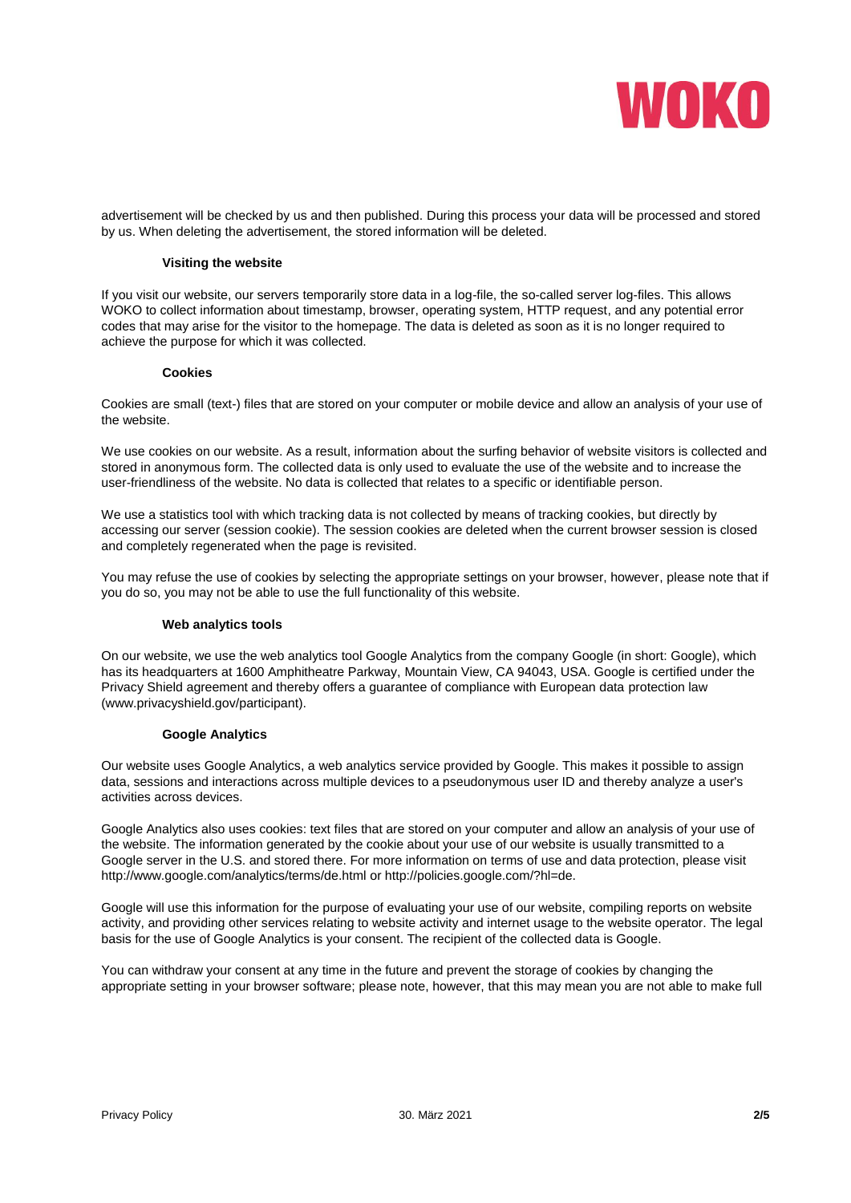advertisement will be checked by us and then published. During this process your data will be processed and stored by us. When deleting the advertisement, the stored information will be deleted.

### Visiting the website

If you visit our website, our servers temporarily store data in a log-file, the so-called server log-files. This allows WOKO to collect information about timestamp, browser, operating system, HTTP request, and any potential error codes that may arise for the visitor to the homepage. The data is deleted as soon as it is no longer required to achieve the purpose for which it was collected.

### Cookies

Cookies are small (text-) files that are stored on your computer or mobile device and allow an analysis of your use of the website.

We use cookies on our website. As a result, information about the surfing behavior of website visitors is collected and stored in anonymous form. The collected data is only used to evaluate the use of the website and to increase the user-friendliness of the website. No data is collected that relates to a specific or identifiable person.

We use a statistics tool with which tracking data is not collected by means of tracking cookies, but directly by accessing our server (session cookie). The session cookies are deleted when the current browser session is closed and completely regenerated when the page is revisited.

You may refuse the use of cookies by selecting the appropriate settings on your browser, however, please note that if you do so, you may not be able to use the full functionality of this website.

### Web analytics tools

On our website, we use the web analytics tool Google Analytics from the company Google (in short: Google), which has its headquarters at 1600 Amphitheatre Parkway, Mountain View, CA 94043, USA. Google is certified under the Privacy Shield agreement and thereby offers a guarantee of compliance with European data protection law (www.privacyshield.gov/participant).

### Google Analytics

Our website uses Google Analytics, a web analytics service provided by Google. This makes it possible to assign data, sessions and interactions across multiple devices to a pseudonymous user ID and thereby analyze a user's activities across devices.

Google Analytics also uses cookies: text files that are stored on your computer and allow an analysis of your use of the website. The information generated by the cookie about your use of our website is usually transmitted to a Google server in the U.S. and stored there. For more information on terms of use and data protection, please visit http://www.google.com/analytics/terms/de.html or http://policies.google.com/?hl=de.

Google will use this information for the purpose of evaluating your use of our website, compiling reports on website activity, and providing other services relating to website activity and internet usage to the website operator. The legal basis for the use of Google Analytics is your consent. The recipient of the collected data is Google.

You can withdraw your consent at any time in the future and prevent the storage of cookies by changing the appropriate setting in your browser software; please note, however, that this may mean you are not able to make full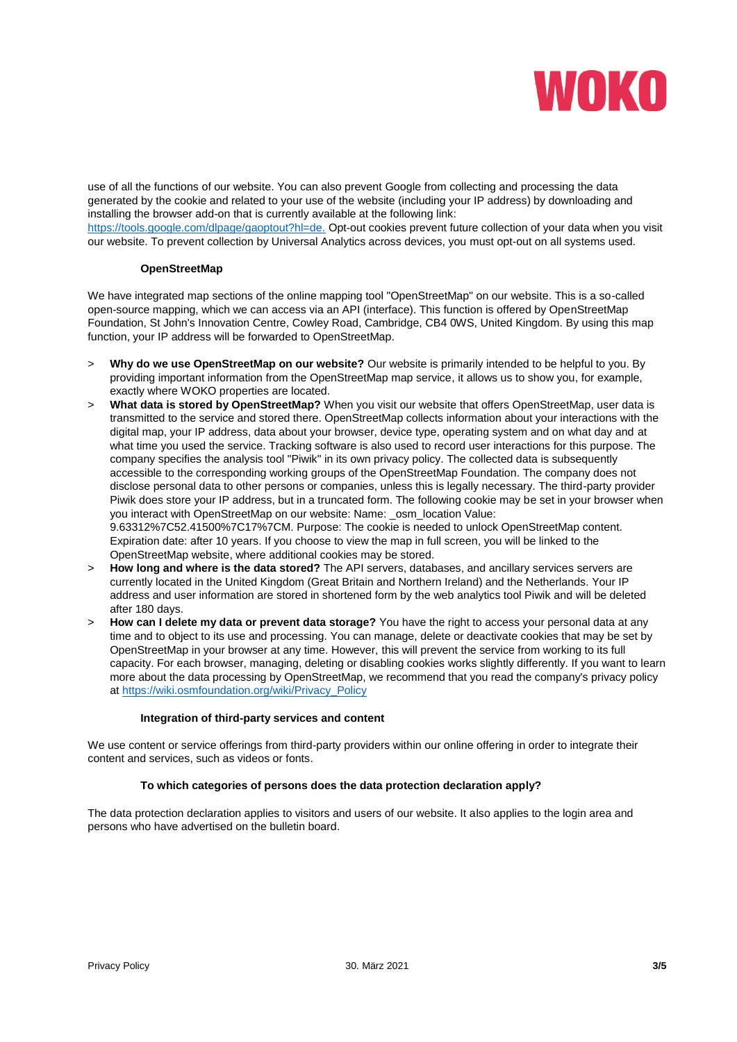use of all the functions of our website. You can also prevent Google from collecting and processing the data generated by the cookie and related to your use of the website (including your IP address) by downloading and installing the browser add-on that is currently available at the following link:
https://tools.google.com/dlpage/gaoptout?hl=de. Opt-out cookies prevent future collection of your data when you visit our website. To prevent collection by Universal Analytics across devices, you must opt-out on all systems used.

### OpenStreetMap

We have integrated map sections of the online mapping tool "OpenStreetMap" on our website. This is a so-called open-source mapping, which we can access via an API (interface). This function is offered by OpenStreetMap Foundation, St John's Innovation Centre, Cowley Road, Cambridge, CB4 0WS, United Kingdom. By using this map function, your IP address will be forwarded to OpenStreetMap.

> **Why do we use OpenStreetMap on our website?** Our website is primarily intended to be helpful to you. By providing important information from the OpenStreetMap map service, it allows us to show you, for example, exactly where WOKO properties are located.

> **What data is stored by OpenStreetMap?** When you visit our website that offers OpenStreetMap, user data is transmitted to the service and stored there. OpenStreetMap collects information about your interactions with the digital map, your IP address, data about your browser, device type, operating system and on what day and at what time you used the service. Tracking software is also used to record user interactions for this purpose. The company specifies the analysis tool "Piwik" in its own privacy policy. The collected data is subsequently accessible to the corresponding working groups of the OpenStreetMap Foundation. The company does not disclose personal data to other persons or companies, unless this is legally necessary. The third-party provider Piwik does store your IP address, but in a truncated form. The following cookie may be set in your browser when you interact with OpenStreetMap on our website: Name: _osm_location Value: 9.63312%7C52.41500%7C17%7CM. Purpose: The cookie is needed to unlock OpenStreetMap content. Expiration date: after 10 years. If you choose to view the map in full screen, you will be linked to the OpenStreetMap website, where additional cookies may be stored.

> **How long and where is the data stored?** The API servers, databases, and ancillary services servers are currently located in the United Kingdom (Great Britain and Northern Ireland) and the Netherlands. Your IP address and user information are stored in shortened form by the web analytics tool Piwik and will be deleted after 180 days.

> **How can I delete my data or prevent data storage?** You have the right to access your personal data at any time and to object to its use and processing. You can manage, delete or deactivate cookies that may be set by OpenStreetMap in your browser at any time. However, this will prevent the service from working to its full capacity. For each browser, managing, deleting or disabling cookies works slightly differently. If you want to learn more about the data processing by OpenStreetMap, we recommend that you read the company's privacy policy at https://wiki.osmfoundation.org/wiki/Privacy_Policy

### Integration of third-party services and content

We use content or service offerings from third-party providers within our online offering in order to integrate their content and services, such as videos or fonts.

### To which categories of persons does the data protection declaration apply?

The data protection declaration applies to visitors and users of our website. It also applies to the login area and persons who have advertised on the bulletin board.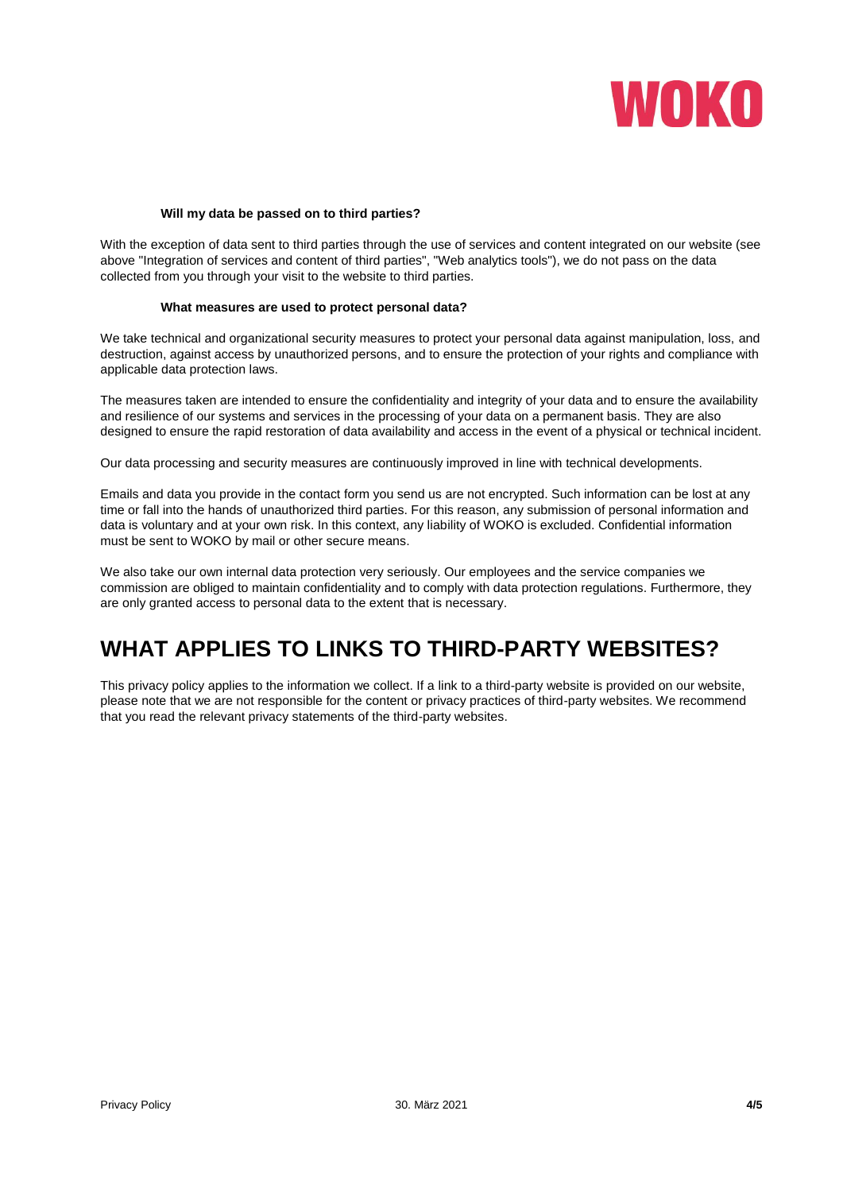### Will my data be passed on to third parties?

With the exception of data sent to third parties through the use of services and content integrated on our website (see above "Integration of services and content of third parties", "Web analytics tools"), we do not pass on the data collected from you through your visit to the website to third parties.

### What measures are used to protect personal data?

We take technical and organizational security measures to protect your personal data against manipulation, loss, and destruction, against access by unauthorized persons, and to ensure the protection of your rights and compliance with applicable data protection laws.

The measures taken are intended to ensure the confidentiality and integrity of your data and to ensure the availability and resilience of our systems and services in the processing of your data on a permanent basis. They are also designed to ensure the rapid restoration of data availability and access in the event of a physical or technical incident.

Our data processing and security measures are continuously improved in line with technical developments.

Emails and data you provide in the contact form you send us are not encrypted. Such information can be lost at any time or fall into the hands of unauthorized third parties. For this reason, any submission of personal information and data is voluntary and at your own risk. In this context, any liability of WOKO is excluded. Confidential information must be sent to WOKO by mail or other secure means.

We also take our own internal data protection very seriously. Our employees and the service companies we commission are obliged to maintain confidentiality and to comply with data protection regulations. Furthermore, they are only granted access to personal data to the extent that is necessary.

## WHAT APPLIES TO LINKS TO THIRD-PARTY WEBSITES?

This privacy policy applies to the information we collect. If a link to a third-party website is provided on our website, please note that we are not responsible for the content or privacy practices of third-party websites. We recommend that you read the relevant privacy statements of the third-party websites.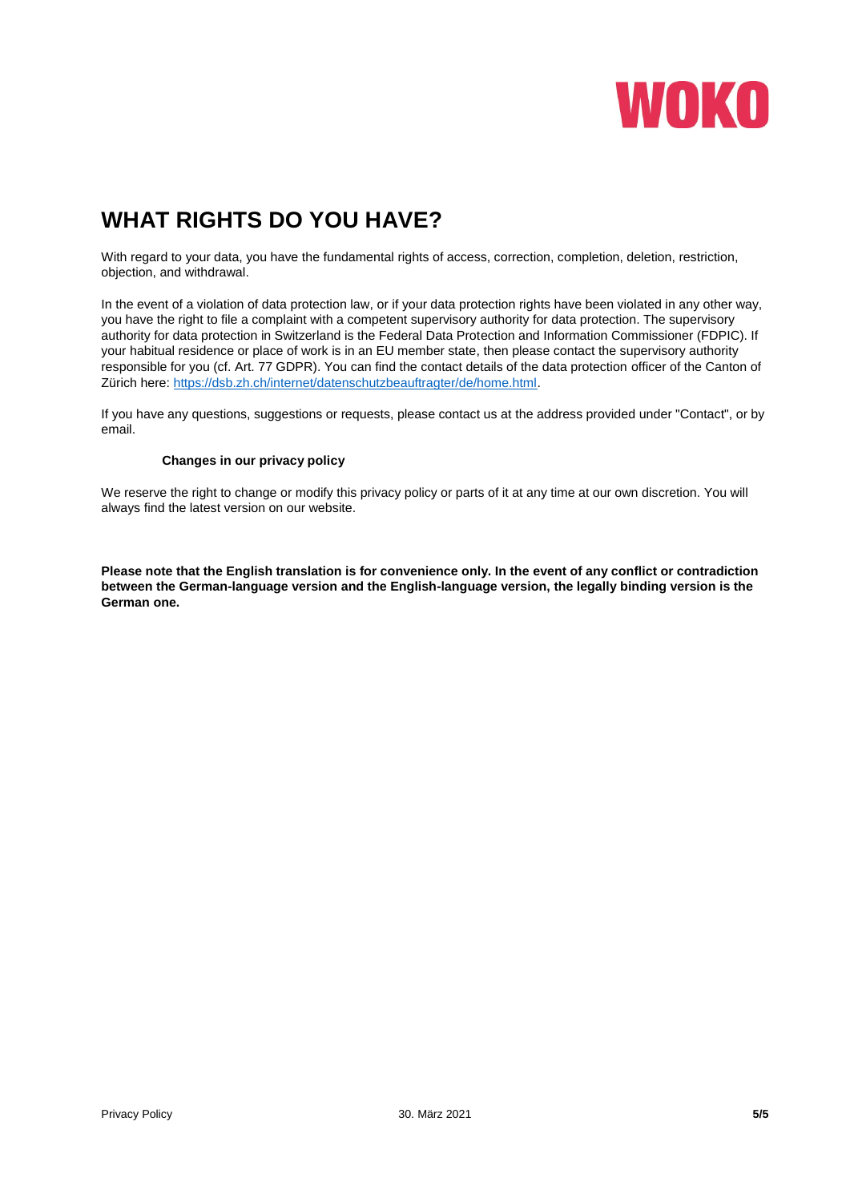## WHAT RIGHTS DO YOU HAVE?

With regard to your data, you have the fundamental rights of access, correction, completion, deletion, restriction, objection, and withdrawal.

In the event of a violation of data protection law, or if your data protection rights have been violated in any other way, you have the right to file a complaint with a competent supervisory authority for data protection. The supervisory authority for data protection in Switzerland is the Federal Data Protection and Information Commissioner (FDPIC). If your habitual residence or place of work is in an EU member state, then please contact the supervisory authority responsible for you (cf. Art. 77 GDPR). You can find the contact details of the data protection officer of the Canton of Zürich here: https://dsb.zh.ch/internet/datenschutzbeauftragter/de/home.html.

If you have any questions, suggestions or requests, please contact us at the address provided under "Contact", or by email.

**Changes in our privacy policy**

We reserve the right to change or modify this privacy policy or parts of it at any time at our own discretion. You will always find the latest version on our website.

**Please note that the English translation is for convenience only. In the event of any conflict or contradiction between the German-language version and the English-language version, the legally binding version is the German one.**